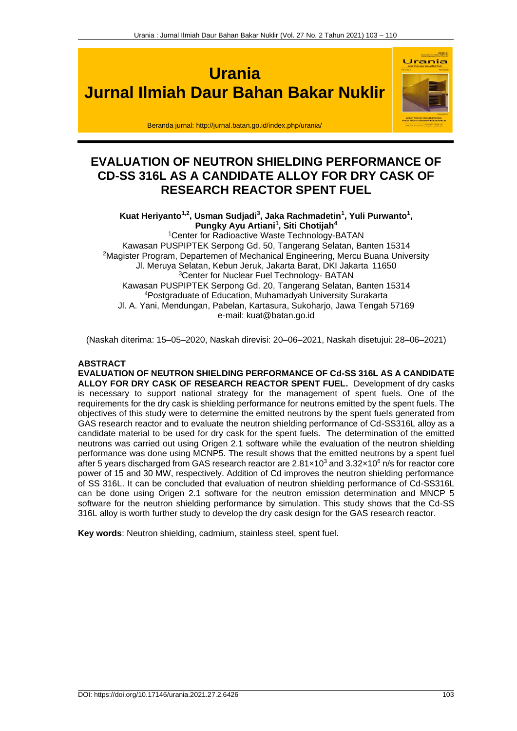# Urania
# Jurnal Ilmiah Daur Bahan Bakar Nuklir

Beranda jurnal: http://jurnal.batan.go.id/index.php/urania/

## EVALUATION OF NEUTRON SHIELDING PERFORMANCE OF CD-SS 316L AS A CANDIDATE ALLOY FOR DRY CASK OF RESEARCH REACTOR SPENT FUEL

**Kuat Heriyanto[1,2], Usman Sudjadi[3], Jaka Rachmadetin[1], Yuli Purwanto[1], Pungky Ayu Artiani[1], Siti Chotijah[4]**

[1]Center for Radioactive Waste Technology-BATAN
Kawasan PUSPIPTEK Serpong Gd. 50, Tangerang Selatan, Banten 15314
[2]Magister Program, Departemen of Mechanical Engineering, Mercu Buana University
Jl. Meruya Selatan, Kebun Jeruk, Jakarta Barat, DKI Jakarta 11650
[3]Center for Nuclear Fuel Technology- BATAN
Kawasan PUSPIPTEK Serpong Gd. 20, Tangerang Selatan, Banten 15314
[4]Postgraduate of Education, Muhamadyah University Surakarta
Jl. A. Yani, Mendungan, Pabelan, Kartasura, Sukoharjo, Jawa Tengah 57169
e-mail: kuat@batan.go.id

(Naskah diterima: 15–05–2020, Naskah direvisi: 20–06–2021, Naskah disetujui: 28–06–2021)

**ABSTRACT**

**EVALUATION OF NEUTRON SHIELDING PERFORMANCE OF Cd-SS 316L AS A CANDIDATE ALLOY FOR DRY CASK OF RESEARCH REACTOR SPENT FUEL.** Development of dry casks is necessary to support national strategy for the management of spent fuels. One of the requirements for the dry cask is shielding performance for neutrons emitted by the spent fuels. The objectives of this study were to determine the emitted neutrons by the spent fuels generated from GAS research reactor and to evaluate the neutron shielding performance of Cd-SS316L alloy as a candidate material to be used for dry cask for the spent fuels. The determination of the emitted neutrons was carried out using Origen 2.1 software while the evaluation of the neutron shielding performance was done using MCNP5. The result shows that the emitted neutrons by a spent fuel after 5 years discharged from GAS research reactor are $2.81\times10^3$ and $3.32\times10^6$ n/s for reactor core power of 15 and 30 MW, respectively. Addition of Cd improves the neutron shielding performance of SS 316L. It can be concluded that evaluation of neutron shielding performance of Cd-SS316L can be done using Origen 2.1 software for the neutron emission determination and MNCP 5 software for the neutron shielding performance by simulation. This study shows that the Cd-SS 316L alloy is worth further study to develop the dry cask design for the GAS research reactor.

**Key words**: Neutron shielding, cadmium, stainless steel, spent fuel.

DOI: https://doi.org/10.17146/urania.2021.27.2.6426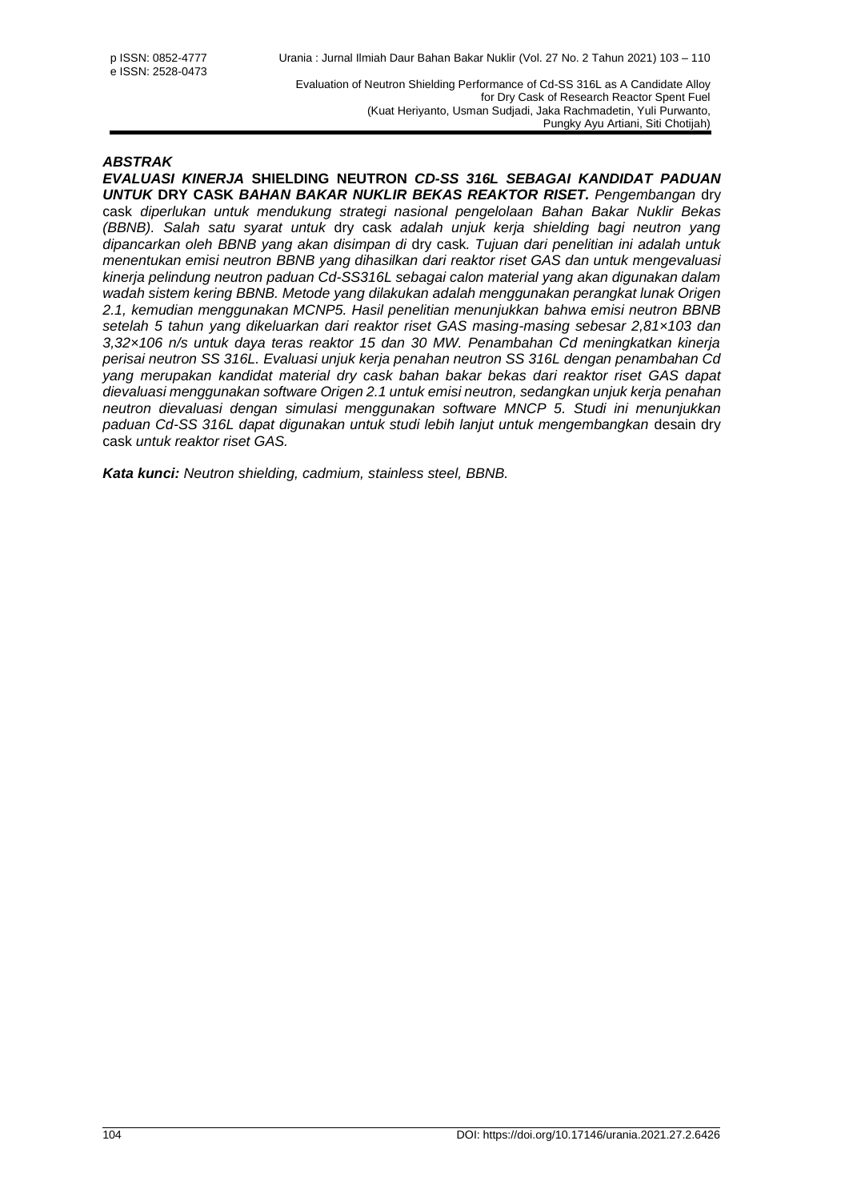## *ABSTRAK*

***EVALUASI KINERJA* SHIELDING NEUTRON *CD-SS 316L SEBAGAI KANDIDAT PADUAN UNTUK* DRY CASK *BAHAN BAKAR NUKLIR BEKAS REAKTOR RISET.*** *Pengembangan* dry cask *diperlukan untuk mendukung strategi nasional pengelolaan Bahan Bakar Nuklir Bekas (BBNB). Salah satu syarat untuk* dry cask *adalah unjuk kerja shielding bagi neutron yang dipancarkan oleh BBNB yang akan disimpan di* dry cask*. Tujuan dari penelitian ini adalah untuk menentukan emisi neutron BBNB yang dihasilkan dari reaktor riset GAS dan untuk mengevaluasi kinerja pelindung neutron paduan Cd-SS316L sebagai calon material yang akan digunakan dalam wadah sistem kering BBNB. Metode yang dilakukan adalah menggunakan perangkat lunak Origen 2.1, kemudian menggunakan MCNP5. Hasil penelitian menunjukkan bahwa emisi neutron BBNB setelah 5 tahun yang dikeluarkan dari reaktor riset GAS masing-masing sebesar 2,81×103 dan 3,32×106 n/s untuk daya teras reaktor 15 dan 30 MW. Penambahan Cd meningkatkan kinerja perisai neutron SS 316L. Evaluasi unjuk kerja penahan neutron SS 316L dengan penambahan Cd yang merupakan kandidat material dry cask bahan bakar bekas dari reaktor riset GAS dapat dievaluasi menggunakan software Origen 2.1 untuk emisi neutron, sedangkan unjuk kerja penahan neutron dievaluasi dengan simulasi menggunakan software MNCP 5. Studi ini menunjukkan paduan Cd-SS 316L dapat digunakan untuk studi lebih lanjut untuk mengembangkan* desain dry cask *untuk reaktor riset GAS.*

***Kata kunci:*** *Neutron shielding, cadmium, stainless steel, BBNB.*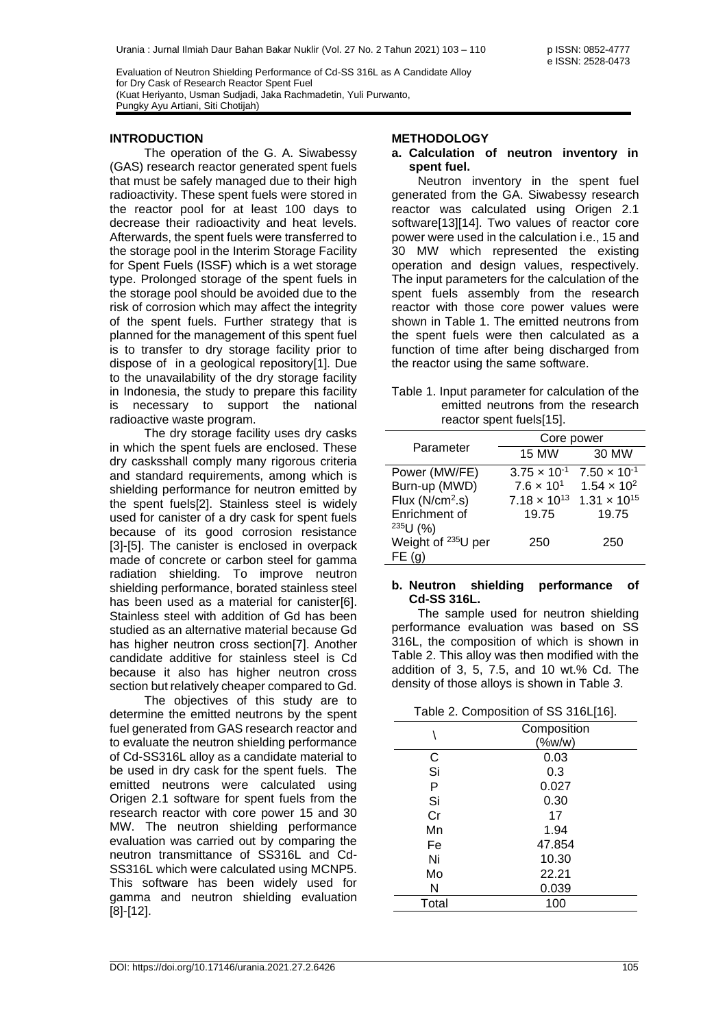## INTRODUCTION

The operation of the G. A. Siwabessy (GAS) research reactor generated spent fuels that must be safely managed due to their high radioactivity. These spent fuels were stored in the reactor pool for at least 100 days to decrease their radioactivity and heat levels. Afterwards, the spent fuels were transferred to the storage pool in the Interim Storage Facility for Spent Fuels (ISSF) which is a wet storage type. Prolonged storage of the spent fuels in the storage pool should be avoided due to the risk of corrosion which may affect the integrity of the spent fuels. Further strategy that is planned for the management of this spent fuel is to transfer to dry storage facility prior to dispose of in a geological repository[1]. Due to the unavailability of the dry storage facility in Indonesia, the study to prepare this facility is necessary to support the national radioactive waste program.

The dry storage facility uses dry casks in which the spent fuels are enclosed. These dry casksshall comply many rigorous criteria and standard requirements, among which is shielding performance for neutron emitted by the spent fuels[2]. Stainless steel is widely used for canister of a dry cask for spent fuels because of its good corrosion resistance [3]-[5]. The canister is enclosed in overpack made of concrete or carbon steel for gamma radiation shielding. To improve neutron shielding performance, borated stainless steel has been used as a material for canister[6]. Stainless steel with addition of Gd has been studied as an alternative material because Gd has higher neutron cross section[7]. Another candidate additive for stainless steel is Cd because it also has higher neutron cross section but relatively cheaper compared to Gd.

The objectives of this study are to determine the emitted neutrons by the spent fuel generated from GAS research reactor and to evaluate the neutron shielding performance of Cd-SS316L alloy as a candidate material to be used in dry cask for the spent fuels. The emitted neutrons were calculated using Origen 2.1 software for spent fuels from the research reactor with core power 15 and 30 MW. The neutron shielding performance evaluation was carried out by comparing the neutron transmittance of SS316L and Cd-SS316L which were calculated using MCNP5. This software has been widely used for gamma and neutron shielding evaluation [8]-[12].

## METHODOLOGY

### a. Calculation of neutron inventory in spent fuel.

Neutron inventory in the spent fuel generated from the GA. Siwabessy research reactor was calculated using Origen 2.1 software[13][14]. Two values of reactor core power were used in the calculation i.e., 15 and 30 MW which represented the existing operation and design values, respectively. The input parameters for the calculation of the spent fuels assembly from the research reactor with those core power values were shown in Table 1. The emitted neutrons from the spent fuels were then calculated as a function of time after being discharged from the reactor using the same software.

Table 1. Input parameter for calculation of the emitted neutrons from the research reactor spent fuels[15].

| Parameter | Core power | |
|---|---|---|
| | 15 MW | 30 MW |
| Power (MW/FE) | $3.75 \times 10^{-1}$ | $7.50 \times 10^{-1}$ |
| Burn-up (MWD) | $7.6 \times 10^{1}$ | $1.54 \times 10^{2}$ |
| Flux ($N/cm^2.s$) | $7.18 \times 10^{13}$ | $1.31 \times 10^{15}$ |
| Enrichment of $^{235}U$ (%) | 19.75 | 19.75 |
| Weight of $^{235}U$ per FE (g) | 250 | 250 |

### b. Neutron shielding performance of Cd-SS 316L.

The sample used for neutron shielding performance evaluation was based on SS 316L, the composition of which is shown in Table 2. This alloy was then modified with the addition of 3, 5, 7.5, and 10 wt.% Cd. The density of those alloys is shown in Table *3*.

Table 2. Composition of SS 316L[16].

| \ | Composition (%w/w) |
|---|---|
| C | 0.03 |
| Si | 0.3 |
| P | 0.027 |
| Si | 0.30 |
| Cr | 17 |
| Mn | 1.94 |
| Fe | 47.854 |
| Ni | 10.30 |
| Mo | 22.21 |
| N | 0.039 |
| Total | 100 |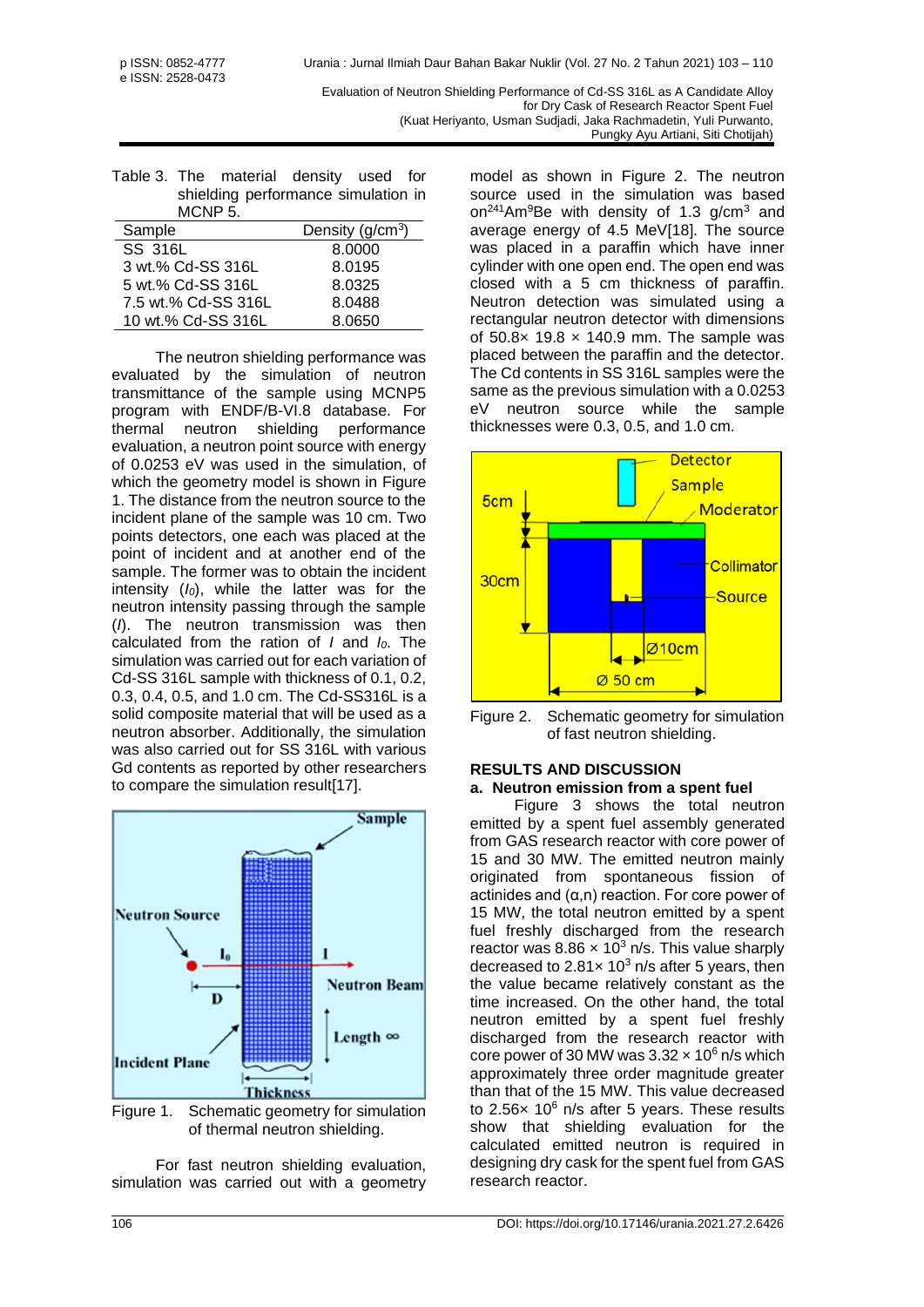Table 3. The material density used for shielding performance simulation in MCNP 5.

| Sample | Density (g/cm$^3$) |
|---|---|
| SS 316L | 8.0000 |
| 3 wt.% Cd-SS 316L | 8.0195 |
| 5 wt.% Cd-SS 316L | 8.0325 |
| 7.5 wt.% Cd-SS 316L | 8.0488 |
| 10 wt.% Cd-SS 316L | 8.0650 |

The neutron shielding performance was evaluated by the simulation of neutron transmittance of the sample using MCNP5 program with ENDF/B-VI.8 database. For thermal neutron shielding performance evaluation, a neutron point source with energy of 0.0253 eV was used in the simulation, of which the geometry model is shown in Figure 1. The distance from the neutron source to the incident plane of the sample was 10 cm. Two points detectors, one each was placed at the point of incident and at another end of the sample. The former was to obtain the incident intensity ($I_0$), while the latter was for the neutron intensity passing through the sample ($I$). The neutron transmission was then calculated from the ratio of $I$ and $I_0$. The simulation was carried out for each variation of Cd-SS 316L sample with thickness of 0.1, 0.2, 0.3, 0.4, 0.5, and 1.0 cm. The Cd-SS316L is a solid composite material that will be used as a neutron absorber. Additionally, the simulation was also carried out for SS 316L with various Gd contents as reported by other researchers to compare the simulation result[17].

Figure 1. Schematic geometry for simulation of thermal neutron shielding.

For fast neutron shielding evaluation, simulation was carried out with a geometry model as shown in Figure 2. The neutron source used in the simulation was based on $^{241}Am^{9}Be$ with density of 1.3 g/cm$^3$ and average energy of 4.5 MeV[18]. The source was placed in a paraffin which have inner cylinder with one open end. The open end was closed with a 5 cm thickness of paraffin. Neutron detection was simulated using a rectangular neutron detector with dimensions of 50.8× 19.8 × 140.9 mm. The sample was placed between the paraffin and the detector. The Cd contents in SS 316L samples were the same as the previous simulation with a 0.0253 eV neutron source while the sample thicknesses were 0.3, 0.5, and 1.0 cm.

Figure 2. Schematic geometry for simulation of fast neutron shielding.

## RESULTS AND DISCUSSION

### a. Neutron emission from a spent fuel

Figure 3 shows the total neutron emitted by a spent fuel assembly generated from GAS research reactor with core power of 15 and 30 MW. The emitted neutron mainly originated from spontaneous fission of actinides and (α,n) reaction. For core power of 15 MW, the total neutron emitted by a spent fuel freshly discharged from the research reactor was $8.86 \times 10^3$ n/s. This value sharply decreased to $2.81\times 10^3$ n/s after 5 years, then the value became relatively constant as the time increased. On the other hand, the total neutron emitted by a spent fuel freshly discharged from the research reactor with core power of 30 MW was $3.32 \times 10^6$ n/s which approximately three order magnitude greater than that of the 15 MW. This value decreased to $2.56\times 10^6$ n/s after 5 years. These results show that shielding evaluation for the calculated emitted neutron is required in designing dry cask for the spent fuel from GAS research reactor.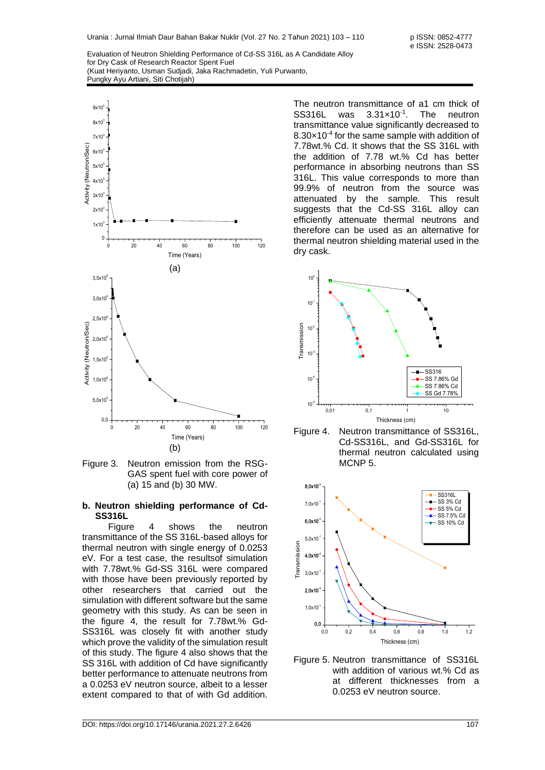Figure 3. Neutron emission from the RSG-GAS spent fuel with core power of (a) 15 and (b) 30 MW.

### b. Neutron shielding performance of Cd-SS316L

Figure 4 shows the neutron transmittance of the SS 316L-based alloys for thermal neutron with single energy of 0.0253 eV. For a test case, the resultsof simulation with 7.78wt.% Gd-SS 316L were compared with those have been previously reported by other researchers that carried out the simulation with different software but the same geometry with this study. As can be seen in the figure 4, the result for 7.78wt.% Gd-SS316L was closely fit with another study which prove the validity of the simulation result of this study. The figure 4 also shows that the SS 316L with addition of Cd have significantly better performance to attenuate neutrons from a 0.0253 eV neutron source, albeit to a lesser extent compared to that of with Gd addition.

The neutron transmittance of a1 cm thick of SS316L was $3.31\times10^{-1}$. The neutron transmittance value significantly decreased to $8.30\times10^{-4}$ for the same sample with addition of 7.78wt.% Cd. It shows that the SS 316L with the addition of 7.78 wt.% Cd has better performance in absorbing neutrons than SS 316L. This value corresponds to more than 99.9% of neutron from the source was attenuated by the sample. This result suggests that the Cd-SS 316L alloy can efficiently attenuate thermal neutrons and therefore can be used as an alternative for thermal neutron shielding material used in the dry cask.

Figure 4. Neutron transmittance of SS316L, Cd-SS316L, and Gd-SS316L for thermal neutron calculated using MCNP 5.

Figure 5. Neutron transmittance of SS316L with addition of various wt.% Cd as at different thicknesses from a 0.0253 eV neutron source.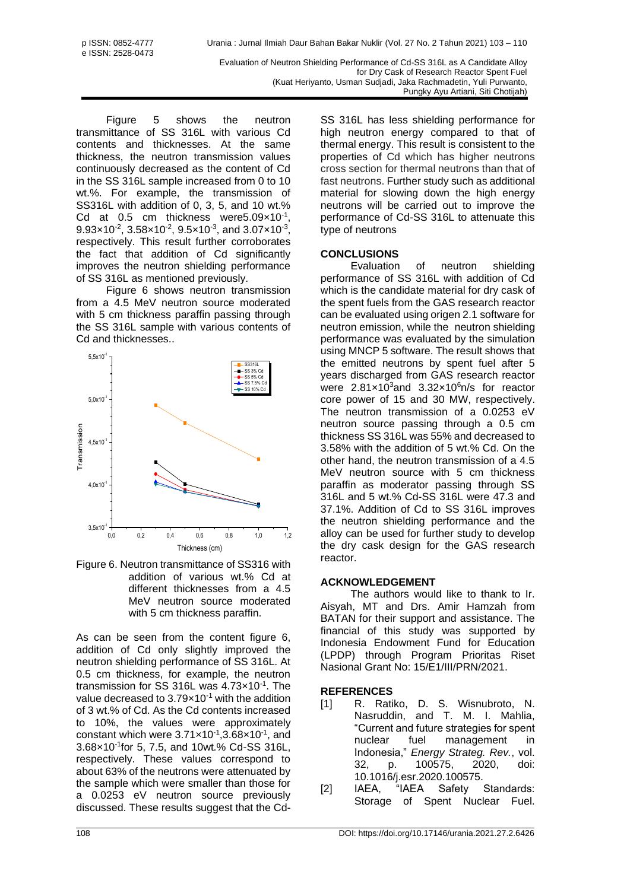Figure 5 shows the neutron transmittance of SS 316L with various Cd contents and thicknesses. At the same thickness, the neutron transmission values continuously decreased as the content of Cd in the SS 316L sample increased from 0 to 10 wt.%. For example, the transmission of SS316L with addition of 0, 3, 5, and 10 wt.% Cd at 0.5 cm thickness were $5.09\times10^{-1}$, $9.93\times10^{-2}$, $3.58\times10^{-2}$, $9.5\times10^{-3}$, and $3.07\times10^{-3}$, respectively. This result further corroborates the fact that addition of Cd significantly improves the neutron shielding performance of SS 316L as mentioned previously.

Figure 6 shows neutron transmission from a 4.5 MeV neutron source moderated with 5 cm thickness paraffin passing through the SS 316L sample with various contents of Cd and thicknesses..

Figure 6. Neutron transmittance of SS316 with addition of various wt.% Cd at different thicknesses from a 4.5 MeV neutron source moderated with 5 cm thickness paraffin.

As can be seen from the content figure 6, addition of Cd only slightly improved the neutron shielding performance of SS 316L. At 0.5 cm thickness, for example, the neutron transmission for SS 316L was $4.73\times10^{-1}$. The value decreased to $3.79\times10^{-1}$ with the addition of 3 wt.% of Cd. As the Cd contents increased to 10%, the values were approximately constant which were $3.71\times10^{-1}$, $3.68\times10^{-1}$, and $3.68\times10^{-1}$ for 5, 7.5, and 10wt.% Cd-SS 316L, respectively. These values correspond to about 63% of the neutrons were attenuated by the sample which were smaller than those for a 0.0253 eV neutron source previously discussed. These results suggest that the Cd-SS 316L has less shielding performance for high neutron energy compared to that of thermal energy. This result is consistent to the properties of Cd which has higher neutrons cross section for thermal neutrons than that of fast neutrons. Further study such as additional material for slowing down the high energy neutrons will be carried out to improve the performance of Cd-SS 316L to attenuate this type of neutrons

## CONCLUSIONS

Evaluation of neutron shielding performance of SS 316L with addition of Cd which is the candidate material for dry cask of the spent fuels from the GAS research reactor can be evaluated using origen 2.1 software for neutron emission, while the neutron shielding performance was evaluated by the simulation using MNCP 5 software. The result shows that the emitted neutrons by spent fuel after 5 years discharged from GAS research reactor were $2.81\times10^{3}$and $3.32\times10^{6}$n/s for reactor core power of 15 and 30 MW, respectively. The neutron transmission of a 0.0253 eV neutron source passing through a 0.5 cm thickness SS 316L was 55% and decreased to 3.58% with the addition of 5 wt.% Cd. On the other hand, the neutron transmission of a 4.5 MeV neutron source with 5 cm thickness paraffin as moderator passing through SS 316L and 5 wt.% Cd-SS 316L were 47.3 and 37.1%. Addition of Cd to SS 316L improves the neutron shielding performance and the alloy can be used for further study to develop the dry cask design for the GAS research reactor.

## ACKNOWLEDGEMENT

The authors would like to thank to Ir. Aisyah, MT and Drs. Amir Hamzah from BATAN for their support and assistance. The financial of this study was supported by Indonesia Endowment Fund for Education (LPDP) through Program Prioritas Riset Nasional Grant No: 15/E1/III/PRN/2021.

## REFERENCES

[1] R. Ratiko, D. S. Wisnubroto, N. Nasruddin, and T. M. I. Mahlia, "Current and future strategies for spent nuclear fuel management in Indonesia," *Energy Strateg. Rev.*, vol. 32, p. 100575, 2020, doi: 10.1016/j.esr.2020.100575.

[2] IAEA, "IAEA Safety Standards: Storage of Spent Nuclear Fuel.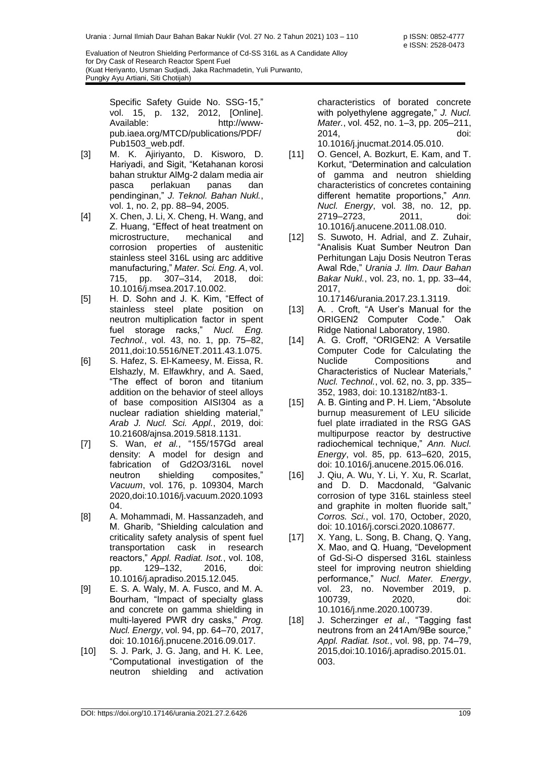Specific Safety Guide No. SSG-15," vol. 15, p. 132, 2012, [Online]. Available: http://www-pub.iaea.org/MTCD/publications/PDF/Pub1503_web.pdf.

[3] M. K. Ajiriyanto, D. Kisworo, D. Hariyadi, and Sigit, "Ketahanan korosi bahan struktur AlMg-2 dalam media air pasca perlakuan panas dan pendinginan," *J. Teknol. Bahan Nukl.*, vol. 1, no. 2, pp. 88–94, 2005.

[4] X. Chen, J. Li, X. Cheng, H. Wang, and Z. Huang, "Effect of heat treatment on microstructure, mechanical and corrosion properties of austenitic stainless steel 316L using arc additive manufacturing," *Mater. Sci. Eng. A*, vol. 715, pp. 307–314, 2018, doi: 10.1016/j.msea.2017.10.002.

[5] H. D. Sohn and J. K. Kim, "Effect of stainless steel plate position on neutron multiplication factor in spent fuel storage racks," *Nucl. Eng. Technol.*, vol. 43, no. 1, pp. 75–82, 2011,doi:10.5516/NET.2011.43.1.075.

[6] S. Hafez, S. El-Kameesy, M. Eissa, R. Elshazly, M. Elfawkhry, and A. Saed, "The effect of boron and titanium addition on the behavior of steel alloys of base composition AISI304 as a nuclear radiation shielding material," *Arab J. Nucl. Sci. Appl.*, 2019, doi: 10.21608/ajnsa.2019.5818.1131.

[7] S. Wan, *et al.*, "155/157Gd areal density: A model for design and fabrication of Gd2O3/316L novel neutron shielding composites," *Vacuum*, vol. 176, p. 109304, March 2020,doi:10.1016/j.vacuum.2020.109304.

[8] A. Mohammadi, M. Hassanzadeh, and M. Gharib, "Shielding calculation and criticality safety analysis of spent fuel transportation cask in research reactors," *Appl. Radiat. Isot.*, vol. 108, pp. 129–132, 2016, doi: 10.1016/j.apradiso.2015.12.045.

[9] E. S. A. Waly, M. A. Fusco, and M. A. Bourham, "Impact of specialty glass and concrete on gamma shielding in multi-layered PWR dry casks," *Prog. Nucl. Energy*, vol. 94, pp. 64–70, 2017, doi: 10.1016/j.pnucene.2016.09.017.

[10] S. J. Park, J. G. Jang, and H. K. Lee, "Computational investigation of the neutron shielding and activation characteristics of borated concrete with polyethylene aggregate," *J. Nucl. Mater.*, vol. 452, no. 1–3, pp. 205–211, 2014, doi: 10.1016/j.jnucmat.2014.05.010.

[11] O. Gencel, A. Bozkurt, E. Kam, and T. Korkut, "Determination and calculation of gamma and neutron shielding characteristics of concretes containing different hematite proportions," *Ann. Nucl. Energy*, vol. 38, no. 12, pp. 2719–2723, 2011, doi: 10.1016/j.anucene.2011.08.010.

[12] S. Suwoto, H. Adrial, and Z. Zuhair, "Analisis Kuat Sumber Neutron Dan Perhitungan Laju Dosis Neutron Teras Awal Rde," *Urania J. Ilm. Daur Bahan Bakar Nukl.*, vol. 23, no. 1, pp. 33–44, 2017, doi: 10.17146/urania.2017.23.1.3119.

[13] A. . Croft, "A User's Manual for the ORIGEN2 Computer Code." Oak Ridge National Laboratory, 1980.

[14] A. G. Croff, "ORIGEN2: A Versatile Computer Code for Calculating the Nuclide Compositions and Characteristics of Nuclear Materials," *Nucl. Technol.*, vol. 62, no. 3, pp. 335–352, 1983, doi: 10.13182/nt83-1.

[15] A. B. Ginting and P. H. Liem, "Absolute burnup measurement of LEU silicide fuel plate irradiated in the RSG GAS multipurpose reactor by destructive radiochemical technique," *Ann. Nucl. Energy*, vol. 85, pp. 613–620, 2015, doi: 10.1016/j.anucene.2015.06.016.

[16] J. Qiu, A. Wu, Y. Li, Y. Xu, R. Scarlat, and D. D. Macdonald, "Galvanic corrosion of type 316L stainless steel and graphite in molten fluoride salt," *Corros. Sci.*, vol. 170, October, 2020, doi: 10.1016/j.corsci.2020.108677.

[17] X. Yang, L. Song, B. Chang, Q. Yang, X. Mao, and Q. Huang, "Development of Gd-Si-O dispersed 316L stainless steel for improving neutron shielding performance," *Nucl. Mater. Energy*, vol. 23, no. November 2019, p. 100739, 2020, doi: 10.1016/j.nme.2020.100739.

[18] J. Scherzinger *et al.*, "Tagging fast neutrons from an 241Am/9Be source," *Appl. Radiat. Isot.*, vol. 98, pp. 74–79, 2015,doi:10.1016/j.apradiso.2015.01.003.